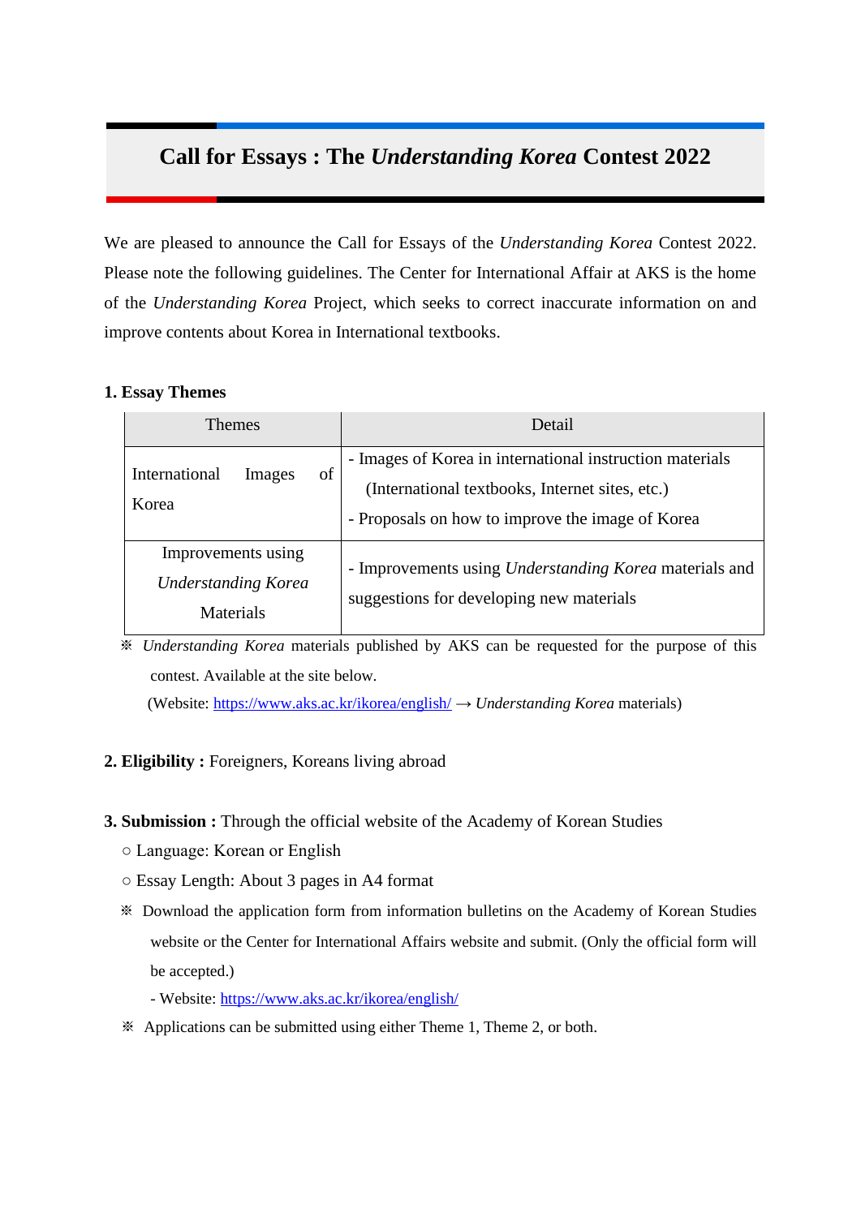# Call for Essays : The *Understanding Korea* Contest 2022

We are pleased to announce the Call for Essays of the *Understanding Korea* Contest 2022. Please note the following guidelines. The Center for International Affair at AKS is the home of the *Understanding Korea* Project, which seeks to correct inaccurate information on and improve contents about Korea in International textbooks.

**1. Essay Themes**

| Themes | Detail |
| --- | --- |
| International Images of Korea | - Images of Korea in international instruction materials (International textbooks, Internet sites, etc.)<br>- Proposals on how to improve the image of Korea |
| Improvements using *Understanding Korea* Materials | - Improvements using *Understanding Korea* materials and suggestions for developing new materials |

※ *Understanding Korea* materials published by AKS can be requested for the purpose of this contest. Available at the site below.
(Website: https://www.aks.ac.kr/ikorea/english/ → *Understanding Korea* materials)

**2. Eligibility :** Foreigners, Koreans living abroad

**3. Submission :** Through the official website of the Academy of Korean Studies

○ Language: Korean or English

○ Essay Length: About 3 pages in A4 format

※ Download the application form from information bulletins on the Academy of Korean Studies website or the Center for International Affairs website and submit. (Only the official form will be accepted.)
- Website: https://www.aks.ac.kr/ikorea/english/

※ Applications can be submitted using either Theme 1, Theme 2, or both.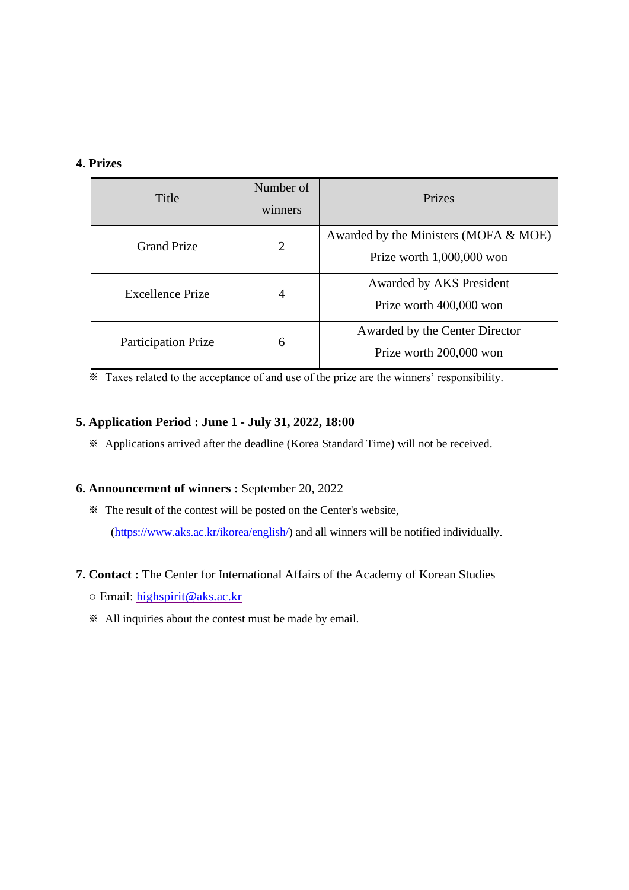## 4. Prizes

| Title | Number of winners | Prizes |
|---|---|---|
| Grand Prize | 2 | Awarded by the Ministers (MOFA & MOE) Prize worth 1,000,000 won |
| Excellence Prize | 4 | Awarded by AKS President Prize worth 400,000 won |
| Participation Prize | 6 | Awarded by the Center Director Prize worth 200,000 won |

※ Taxes related to the acceptance of and use of the prize are the winners' responsibility.

## 5. Application Period : June 1 - July 31, 2022, 18:00

※ Applications arrived after the deadline (Korea Standard Time) will not be received.

## 6. Announcement of winners : September 20, 2022

※ The result of the contest will be posted on the Center's website, (https://www.aks.ac.kr/ikorea/english/) and all winners will be notified individually.

## 7. Contact : The Center for International Affairs of the Academy of Korean Studies

○ Email: highspirit@aks.ac.kr

※ All inquiries about the contest must be made by email.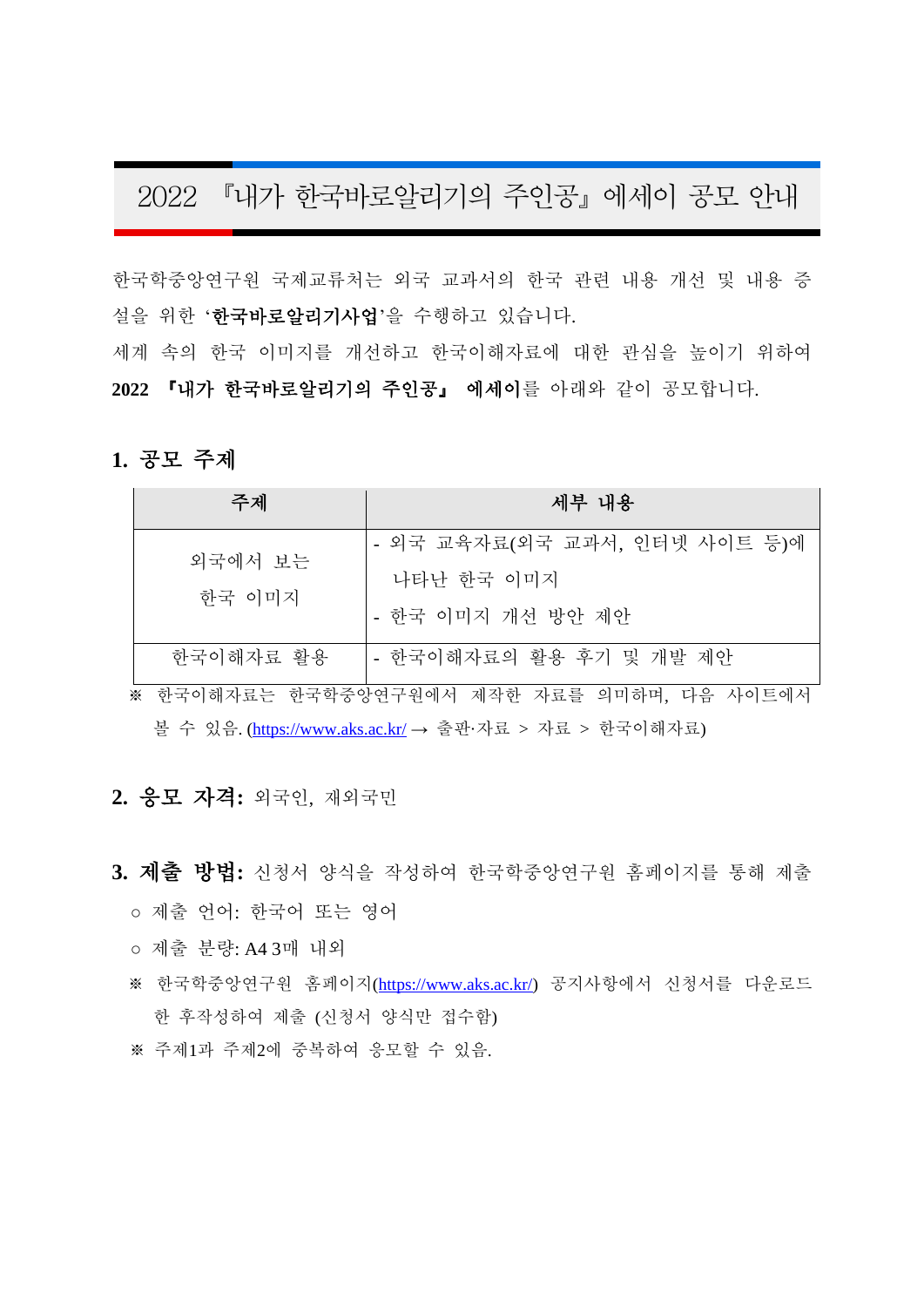# 2022 『내가 한국바로알리기의 주인공』 에세이 공모 안내

한국학중앙연구원 국제교류처는 외국 교과서의 한국 관련 내용 개선 및 내용 증설을 위한 '**한국바로알리기사업**'을 수행하고 있습니다.

세계 속의 한국 이미지를 개선하고 한국이해자료에 대한 관심을 높이기 위하여 **2022 『내가 한국바로알리기의 주인공』 에세이**를 아래와 같이 공모합니다.

## 1. 공모 주제

| 주제 | 세부 내용 |
|---|---|
| 외국에서 보는 한국 이미지 | - 외국 교육자료(외국 교과서, 인터넷 사이트 등)에 나타난 한국 이미지<br>- 한국 이미지 개선 방안 제안 |
| 한국이해자료 활용 | - 한국이해자료의 활용 후기 및 개발 제안 |

※ 한국이해자료는 한국학중앙연구원에서 제작한 자료를 의미하며, 다음 사이트에서 볼 수 있음. (https://www.aks.ac.kr/ → 출판·자료 > 자료 > 한국이해자료)

## 2. 응모 자격: 외국인, 재외국민

## 3. 제출 방법: 신청서 양식을 작성하여 한국학중앙연구원 홈페이지를 통해 제출

○ 제출 언어: 한국어 또는 영어

○ 제출 분량: A4 3매 내외

※ 한국학중앙연구원 홈페이지(https://www.aks.ac.kr/) 공지사항에서 신청서를 다운로드한 후작성하여 제출 (신청서 양식만 접수함)

※ 주제1과 주제2에 중복하여 응모할 수 있음.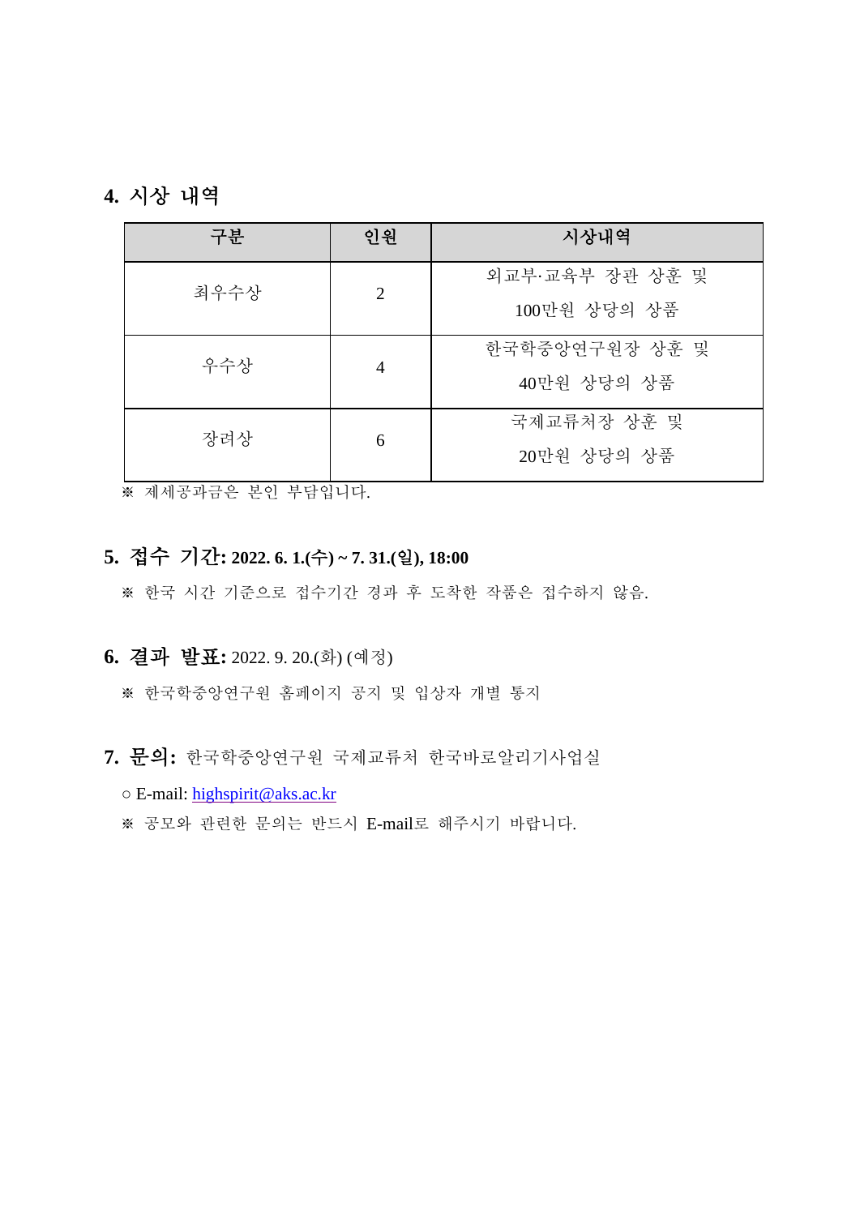## 4. 시상 내역

| 구분 | 인원 | 시상내역 |
|---|---|---|
| 최우수상 | 2 | 외교부·교육부 장관 상훈 및<br>100만원 상당의 상품 |
| 우수상 | 4 | 한국학중앙연구원장 상훈 및<br>40만원 상당의 상품 |
| 장려상 | 6 | 국제교류처장 상훈 및<br>20만원 상당의 상품 |

※ 제세공과금은 본인 부담입니다.

## 5. 접수 기간: **2022. 6. 1.(수) ~ 7. 31.(일), 18:00**

※ 한국 시간 기준으로 접수기간 경과 후 도착한 작품은 접수하지 않음.

## 6. 결과 발표: 2022. 9. 20.(화) (예정)

※ 한국학중앙연구원 홈페이지 공지 및 입상자 개별 통지

## 7. 문의: 한국학중앙연구원 국제교류처 한국바로알리기사업실

○ E-mail: highspirit@aks.ac.kr

※ 공모와 관련한 문의는 반드시 E-mail로 해주시기 바랍니다.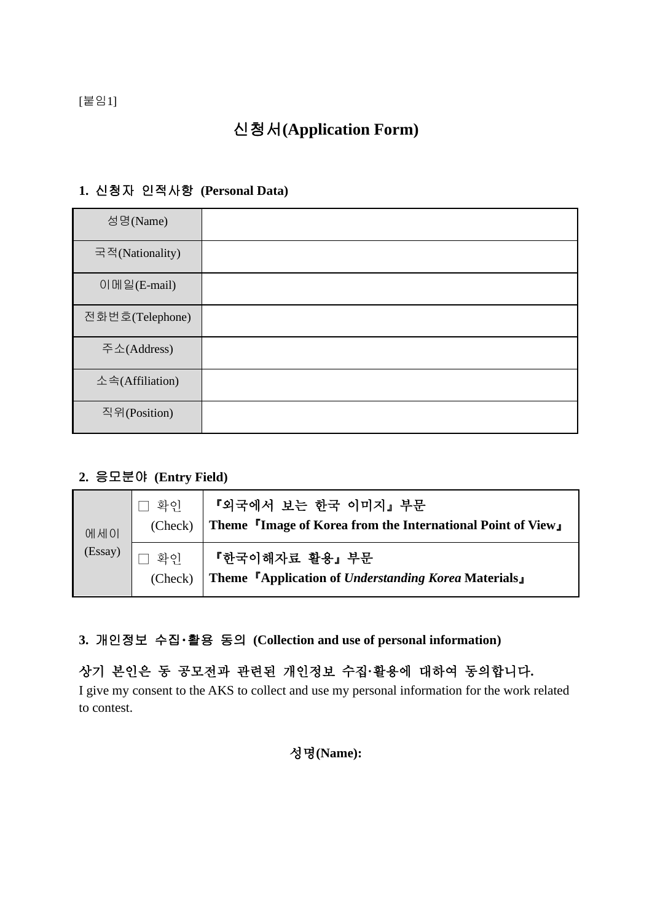[붙임1]

# 신청서(Application Form)

**1. 신청자 인적사항 (Personal Data)**

| 성명(Name) | |
|---|---|
| 국적(Nationality) | |
| 이메일(E-mail) | |
| 전화번호(Telephone) | |
| 주소(Address) | |
| 소속(Affiliation) | |
| 직위(Position) | |

**2. 응모분야 (Entry Field)**

| 에세이 (Essay) | □ 확인 (Check) | **『외국에서 보는 한국 이미지』부문**<br>**Theme『Image of Korea from the International Point of View』** |
|---|---|---|
| | □ 확인 (Check) | **『한국이해자료 활용』부문**<br>**Theme『Application of *Understanding Korea* Materials』** |

**3. 개인정보 수집·활용 동의 (Collection and use of personal information)**

**상기 본인은 동 공모전과 관련된 개인정보 수집·활용에 대하여 동의합니다.**

I give my consent to the AKS to collect and use my personal information for the work related to contest.

**성명(Name):**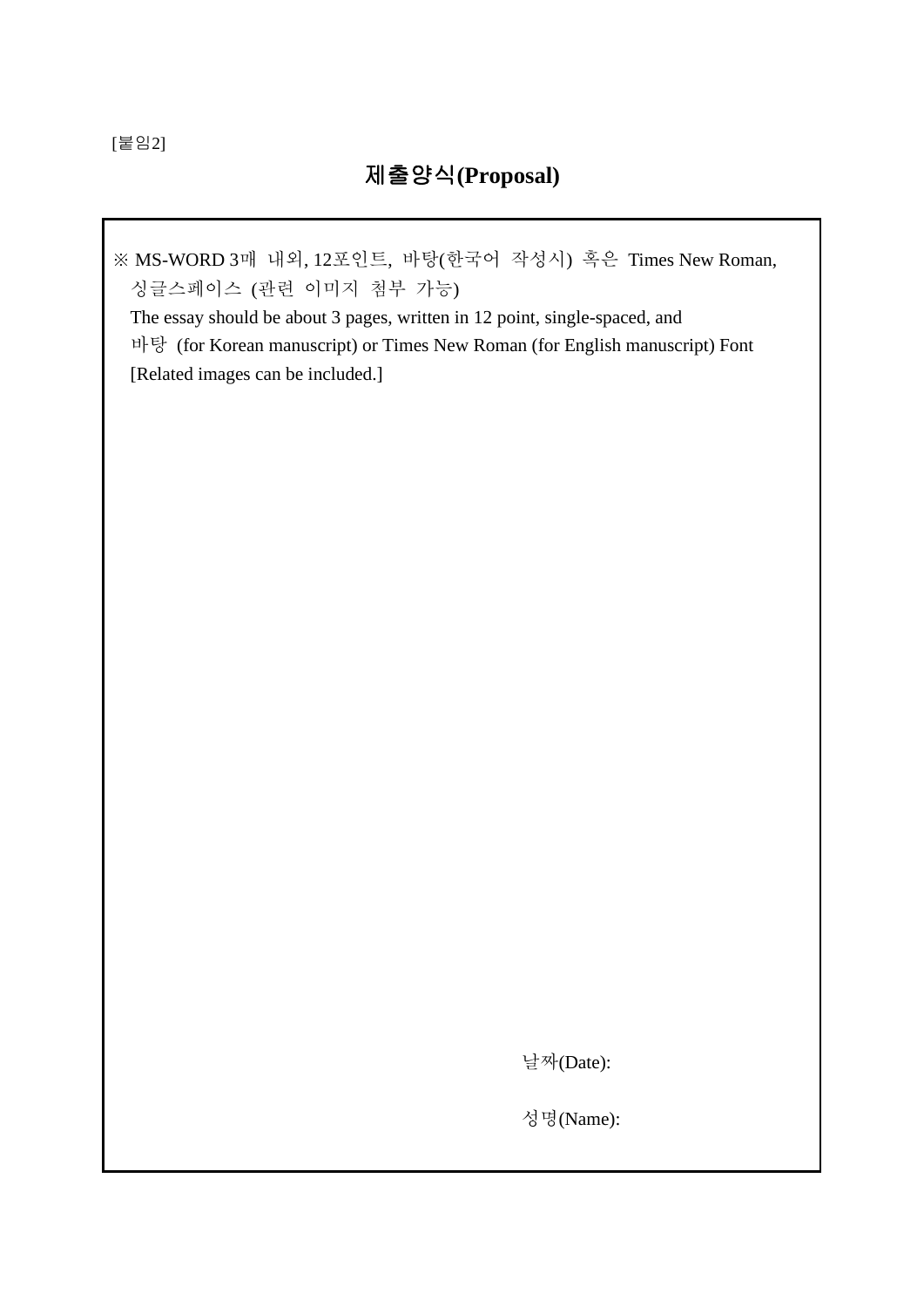[붙임2]

# 제출양식(Proposal)

※ MS-WORD 3매 내외, 12포인트, 바탕(한국어 작성시) 혹은 Times New Roman, 싱글스페이스 (관련 이미지 첨부 가능)

The essay should be about 3 pages, written in 12 point, single-spaced, and 바탕 (for Korean manuscript) or Times New Roman (for English manuscript) Font [Related images can be included.]

날짜(Date):

성명(Name):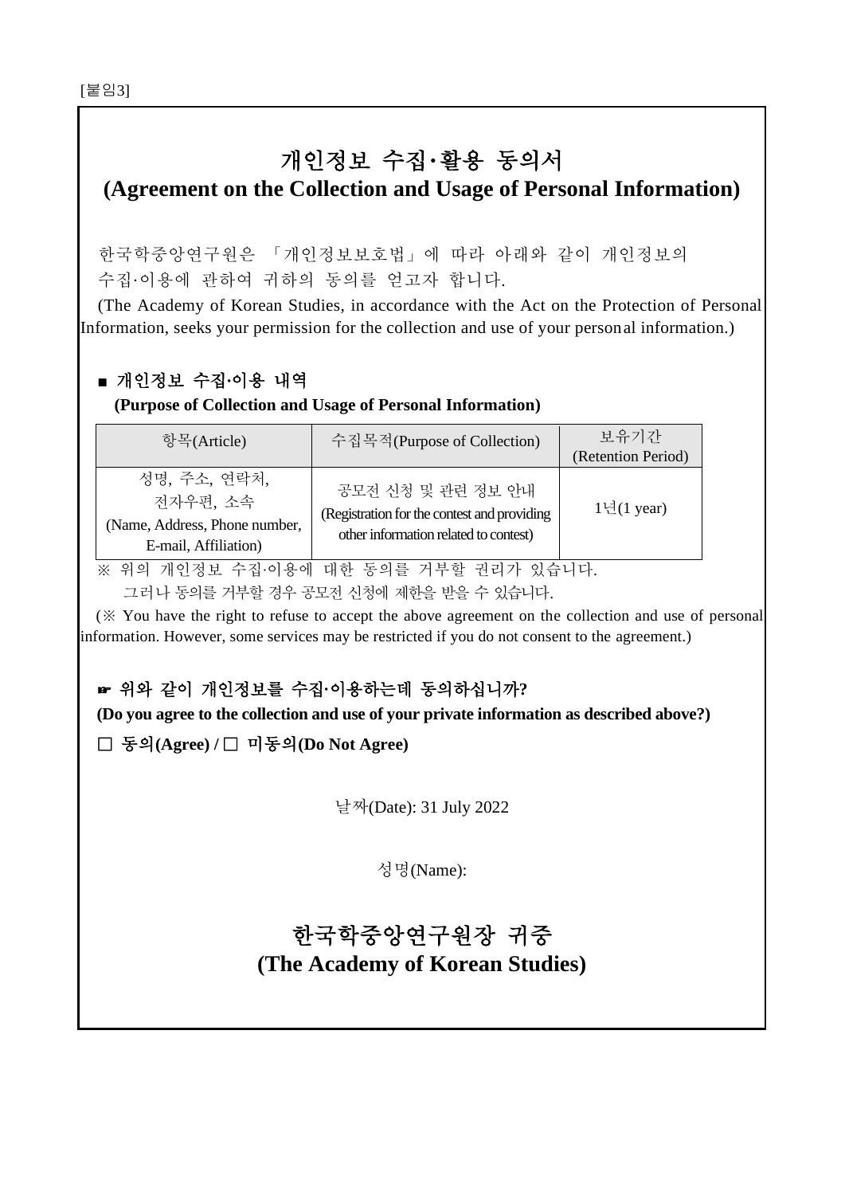[붙임3]

# 개인정보 수집·활용 동의서
## (Agreement on the Collection and Usage of Personal Information)

한국학중앙연구원은 「개인정보보호법」에 따라 아래와 같이 개인정보의 수집·이용에 관하여 귀하의 동의를 얻고자 합니다.

(The Academy of Korean Studies, in accordance with the Act on the Protection of Personal Information, seeks your permission for the collection and use of your personal information.)

### ■ 개인정보 수집·이용 내역
**(Purpose of Collection and Usage of Personal Information)**

| 항목(Article) | 수집목적(Purpose of Collection) | 보유기간 (Retention Period) |
|---|---|---|
| 성명, 주소, 연락처, 전자우편, 소속 (Name, Address, Phone number, E-mail, Affiliation) | 공모전 신청 및 관련 정보 안내 (Registration for the contest and providing other information related to contest) | 1년(1 year) |

※ 위의 개인정보 수집·이용에 대한 동의를 거부할 권리가 있습니다.
그러나 동의를 거부할 경우 공모전 신청에 제한을 받을 수 있습니다.

(※ You have the right to refuse to accept the above agreement on the collection and use of personal information. However, some services may be restricted if you do not consent to the agreement.)

**☛ 위와 같이 개인정보를 수집·이용하는데 동의하십니까?**

**(Do you agree to the collection and use of your private information as described above?)**

**□ 동의(Agree) / □ 미동의(Do Not Agree)**

날짜(Date): 31 July 2022

성명(Name):

## 한국학중앙연구원장 귀중
## (The Academy of Korean Studies)